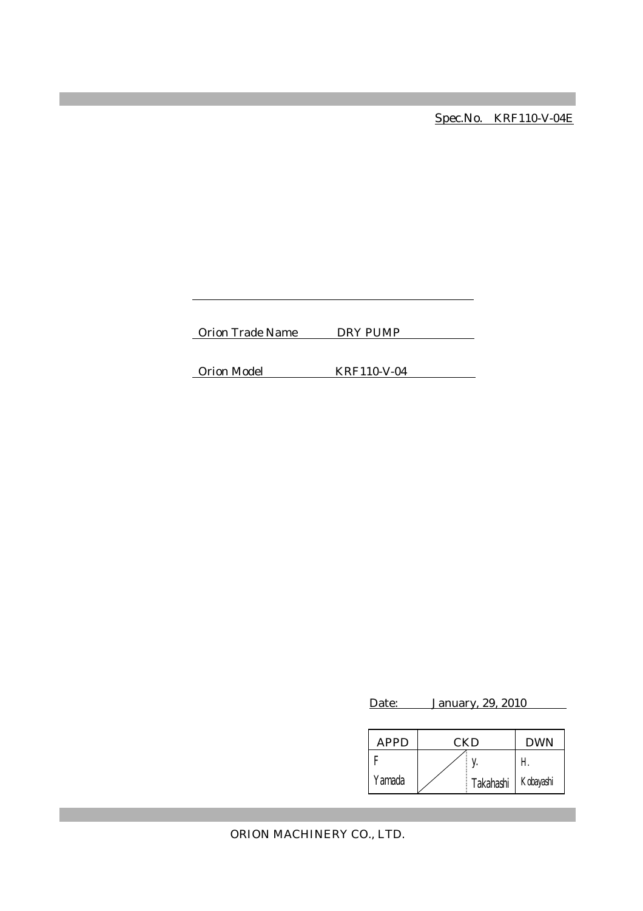Spec.No. KRF110-V-04E

| | |
|---|---|
| Orion Trade Name | DRY PUMP |
| Orion Model | KRF110-V-04 |

Date: January, 29, 2010

| APPD | CKD | | DWN |
|---|---|---|---|
| F Yamada | | y. Takahashi | H. Kobayashi |

ORION MACHINERY CO., LTD.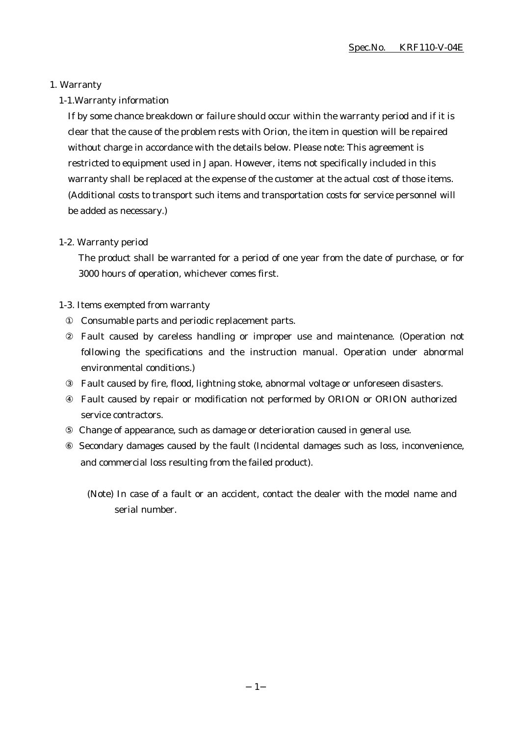Spec.No. KRF110-V-04E

# 1. Warranty

## 1-1.Warranty information

If by some chance breakdown or failure should occur within the warranty period and if it is clear that the cause of the problem rests with Orion, the item in question will be repaired without charge in accordance with the details below. Please note: This agreement is restricted to equipment used in Japan. However, items not specifically included in this warranty shall be replaced at the expense of the customer at the actual cost of those items. (Additional costs to transport such items and transportation costs for service personnel will be added as necessary.)

## 1-2. Warranty period

The product shall be warranted for a period of one year from the date of purchase, or for 3000 hours of operation, whichever comes first.

## 1-3. Items exempted from warranty

① Consumable parts and periodic replacement parts.

② Fault caused by careless handling or improper use and maintenance. (Operation not following the specifications and the instruction manual. Operation under abnormal environmental conditions.)

③ Fault caused by fire, flood, lightning stoke, abnormal voltage or unforeseen disasters.

④ Fault caused by repair or modification not performed by ORION or ORION authorized service contractors.

⑤ Change of appearance, such as damage or deterioration caused in general use.

⑥ Secondary damages caused by the fault (Incidental damages such as loss, inconvenience, and commercial loss resulting from the failed product).

(Note) In case of a fault or an accident, contact the dealer with the model name and serial number.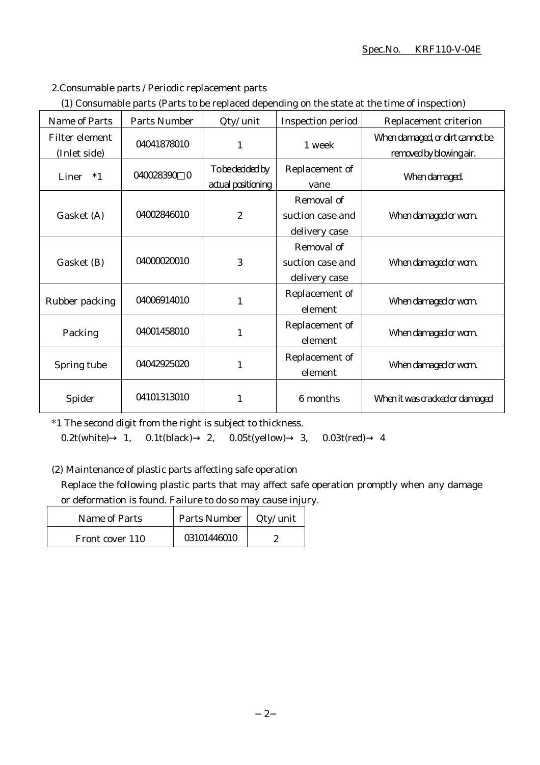## 2.Consumable parts / Periodic replacement parts

(1) Consumable parts (Parts to be replaced depending on the state at the time of inspection)

| Name of Parts | Parts Number | Qty/unit | Inspection period | Replacement criterion |
|---|---|---|---|---|
| Filter element (Inlet side) | 04041878010 | 1 | 1 week | When damaged, or dirt cannot be removed by blowing air. |
| Liner *1 | 040028390□0 | To be decided by actual positioning | Replacement of vane | When damaged. |
| Gasket (A) | 04002846010 | 2 | Removal of suction case and delivery case | When damaged or worn. |
| Gasket (B) | 04000020010 | 3 | Removal of suction case and delivery case | When damaged or worn. |
| Rubber packing | 04006914010 | 1 | Replacement of element | When damaged or worn. |
| Packing | 04001458010 | 1 | Replacement of element | When damaged or worn. |
| Spring tube | 04042925020 | 1 | Replacement of element | When damaged or worn. |
| Spider | 04101313010 | 1 | 6 months | When it was cracked or damaged |

*1 The second digit from the right is subject to thickness.
0.2t(white)→ 1, 0.1t(black)→ 2, 0.05t(yellow)→ 3, 0.03t(red)→ 4

(2) Maintenance of plastic parts affecting safe operation
Replace the following plastic parts that may affect safe operation promptly when any damage or deformation is found. Failure to do so may cause injury.

| Name of Parts | Parts Number | Qty/unit |
|---|---|---|
| Front cover 110 | 03101446010 | 2 |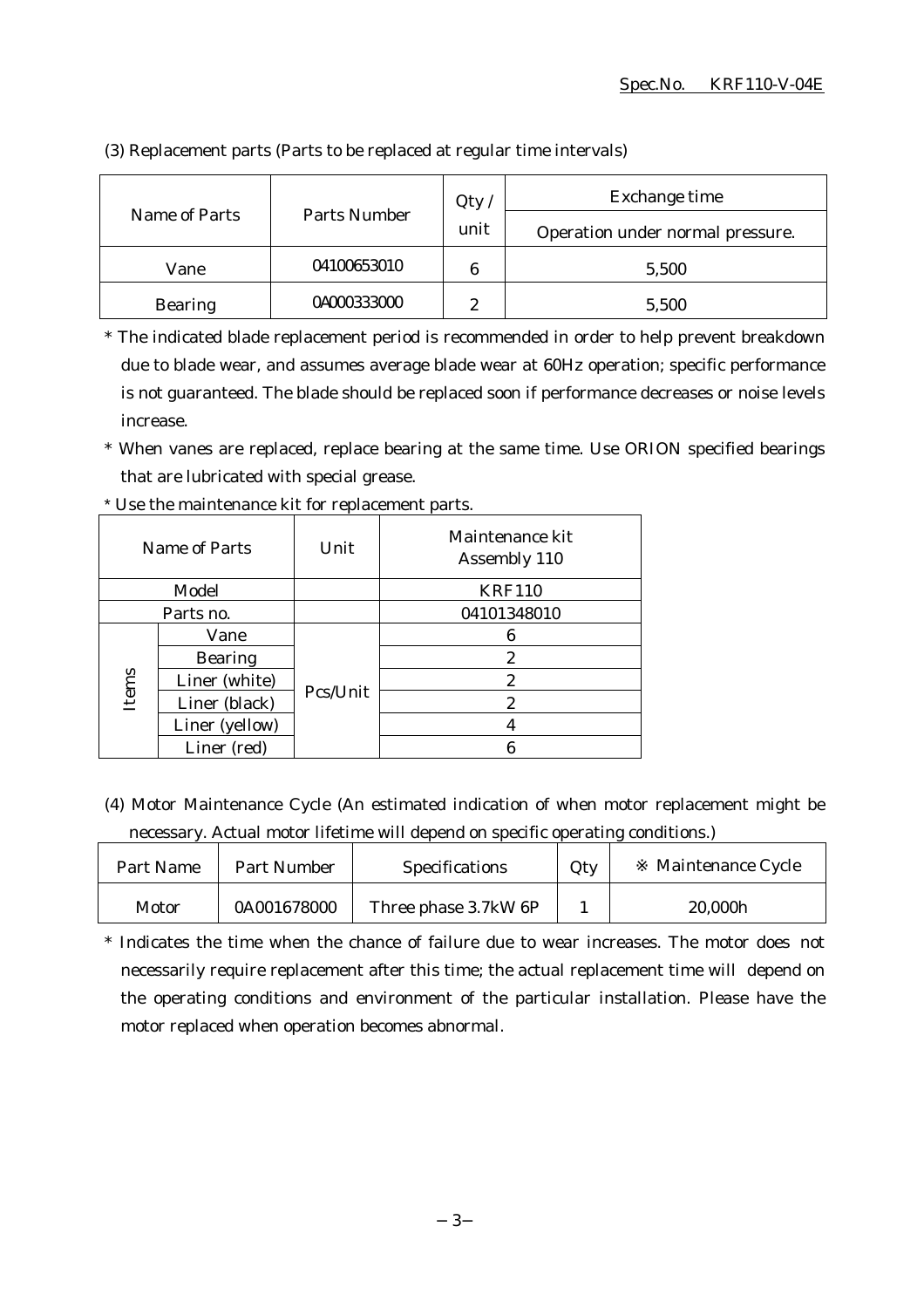(3) Replacement parts (Parts to be replaced at regular time intervals)

| Name of Parts | Parts Number | Qty / unit | Exchange time |
|---|---|---|---|
| | | | Operation under normal pressure. |
| Vane | 04100653010 | 6 | 5,500 |
| Bearing | 0A000333000 | 2 | 5,500 |

* The indicated blade replacement period is recommended in order to help prevent breakdown due to blade wear, and assumes average blade wear at 60Hz operation; specific performance is not guaranteed. The blade should be replaced soon if performance decreases or noise levels increase.
* When vanes are replaced, replace bearing at the same time. Use ORION specified bearings that are lubricated with special grease.
* Use the maintenance kit for replacement parts.

| Name of Parts | | Unit | Maintenance kit Assembly 110 |
|---|---|---|---|
| Model | | | KRF110 |
| Parts no. | | | 04101348010 |
| Items | Vane | Pcs/Unit | 6 |
| | Bearing | | 2 |
| | Liner (white) | | 2 |
| | Liner (black) | | 2 |
| | Liner (yellow) | | 4 |
| | Liner (red) | | 6 |

(4) Motor Maintenance Cycle (An estimated indication of when motor replacement might be necessary. Actual motor lifetime will depend on specific operating conditions.)

| Part Name | Part Number | Specifications | Qty | ※ Maintenance Cycle |
|---|---|---|---|---|
| Motor | 0A001678000 | Three phase 3.7kW 6P | 1 | 20,000h |

* Indicates the time when the chance of failure due to wear increases. The motor does not necessarily require replacement after this time; the actual replacement time will depend on the operating conditions and environment of the particular installation. Please have the motor replaced when operation becomes abnormal.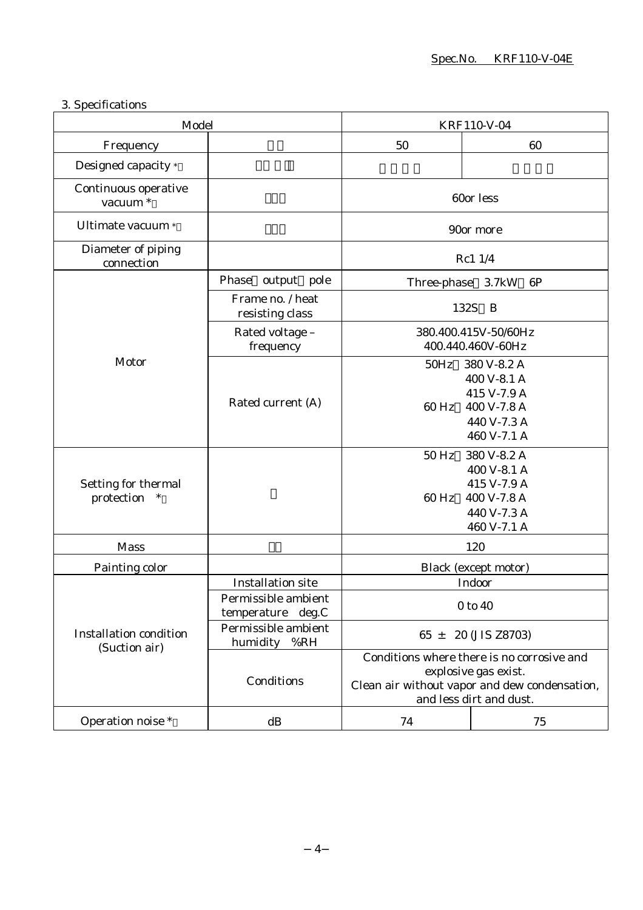Spec.No. KRF110-V-04E

3. Specifications

| Model | | KRF110-V-04 | |
|---|---|---|---|
| Frequency | | 50 | 60 |
| Designed capacity * | | | |
| Continuous operative vacuum * | | 60or less | |
| Ultimate vacuum * | | 90or more | |
| Diameter of piping connection | | Rc1 1/4 | |
| Motor | Phase output pole | Three-phase 3.7kW 6P | |
| | Frame no. / heat resisting class | 132S B | |
| | Rated voltage – frequency | 380.400.415V-50/60Hz<br>400.440.460V-60Hz | |
| | Rated current (A) | 50Hz 380 V-8.2 A<br>400 V-8.1 A<br>415 V-7.9 A<br>60 Hz 400 V-7.8 A<br>440 V-7.3 A<br>460 V-7.1 A | |
| Setting for thermal protection * | | 50 Hz 380 V-8.2 A<br>400 V-8.1 A<br>415 V-7.9 A<br>60 Hz 400 V-7.8 A<br>440 V-7.3 A<br>460 V-7.1 A | |
| Mass | | 120 | |
| Painting color | | Black (except motor) | |
| Installation condition (Suction air) | Installation site | Indoor | |
| | Permissible ambient temperature deg.C | 0 to 40 | |
| | Permissible ambient humidity %RH | 65 ± 20 (JIS Z8703) | |
| | Conditions | Conditions where there is no corrosive and explosive gas exist.<br>Clean air without vapor and dew condensation, and less dirt and dust. | |
| Operation noise * | dB | 74 | 75 |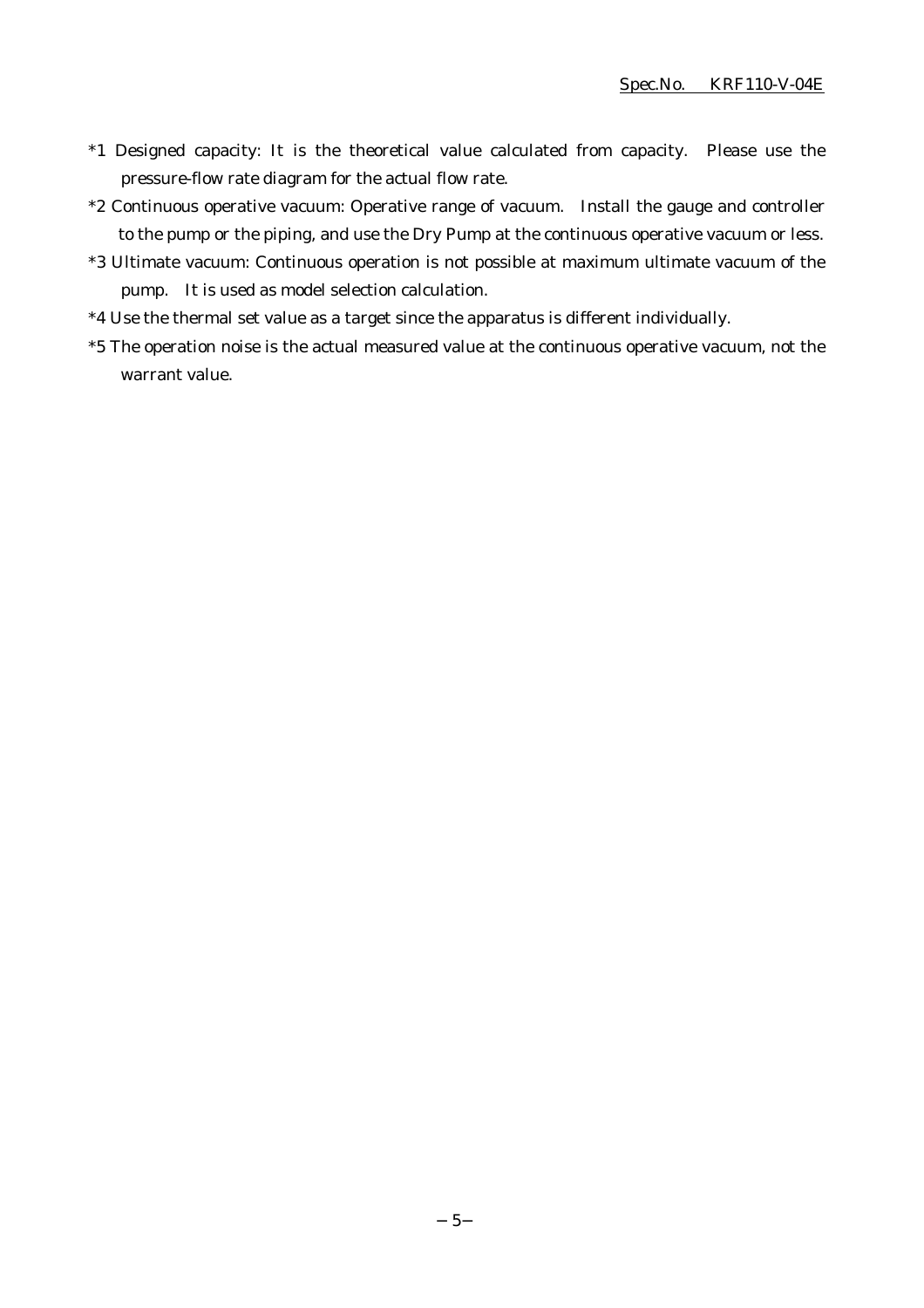*1 Designed capacity: It is the theoretical value calculated from capacity. Please use the pressure-flow rate diagram for the actual flow rate.

*2 Continuous operative vacuum: Operative range of vacuum. Install the gauge and controller to the pump or the piping, and use the Dry Pump at the continuous operative vacuum or less.

*3 Ultimate vacuum: Continuous operation is not possible at maximum ultimate vacuum of the pump. It is used as model selection calculation.

*4 Use the thermal set value as a target since the apparatus is different individually.

*5 The operation noise is the actual measured value at the continuous operative vacuum, not the warrant value.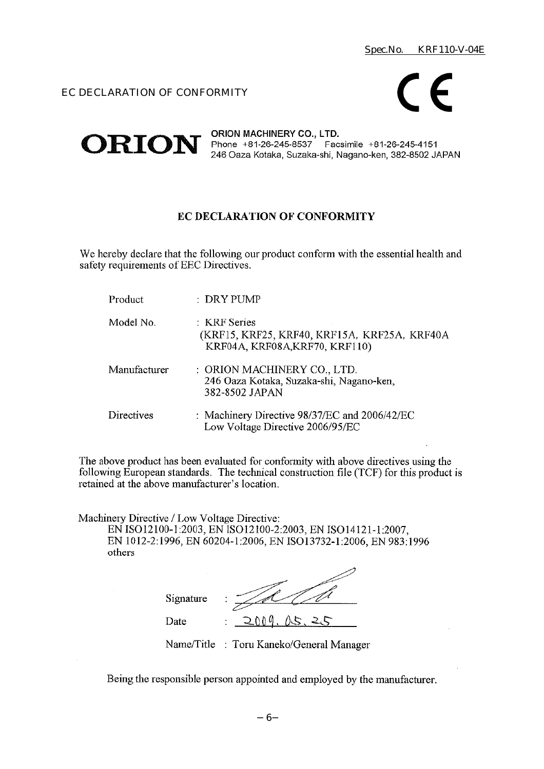Spec.No. KRF110-V-04E

EC DECLARATION OF CONFORMITY

CE

**ORION**

**ORION MACHINERY CO., LTD.**
Phone +81-26-245-8537 Facsimile +81-26-245-4151
246 Oaza Kotaka, Suzaka-shi, Nagano-ken, 382-8502 JAPAN

## EC DECLARATION OF CONFORMITY

We hereby declare that the following our product conform with the essential health and safety requirements of EEC Directives.

| | |
|---|---|
| Product | : DRY PUMP |
| Model No. | : KRF Series (KRF15, KRF25, KRF40, KRF15A, KRF25A, KRF40A KRF04A, KRF08A,KRF70, KRF110) |
| Manufacturer | : ORION MACHINERY CO., LTD. 246 Oaza Kotaka, Suzaka-shi, Nagano-ken, 382-8502 JAPAN |
| Directives | : Machinery Directive 98/37/EC and 2006/42/EC Low Voltage Directive 2006/95/EC |

The above product has been evaluated for conformity with above directives using the following European standards. The technical construction file (TCF) for this product is retained at the above manufacturer's location.

Machinery Directive / Low Voltage Directive:
EN ISO12100-1:2003, EN ISO12100-2:2003, EN ISO14121-1:2007,
EN 1012-2:1996, EN 60204-1:2006, EN ISO13732-1:2006, EN 983:1996
others

Signature :

Date : 2009. 05. 25

Name/Title : Toru Kaneko/General Manager

Being the responsible person appointed and employed by the manufacturer.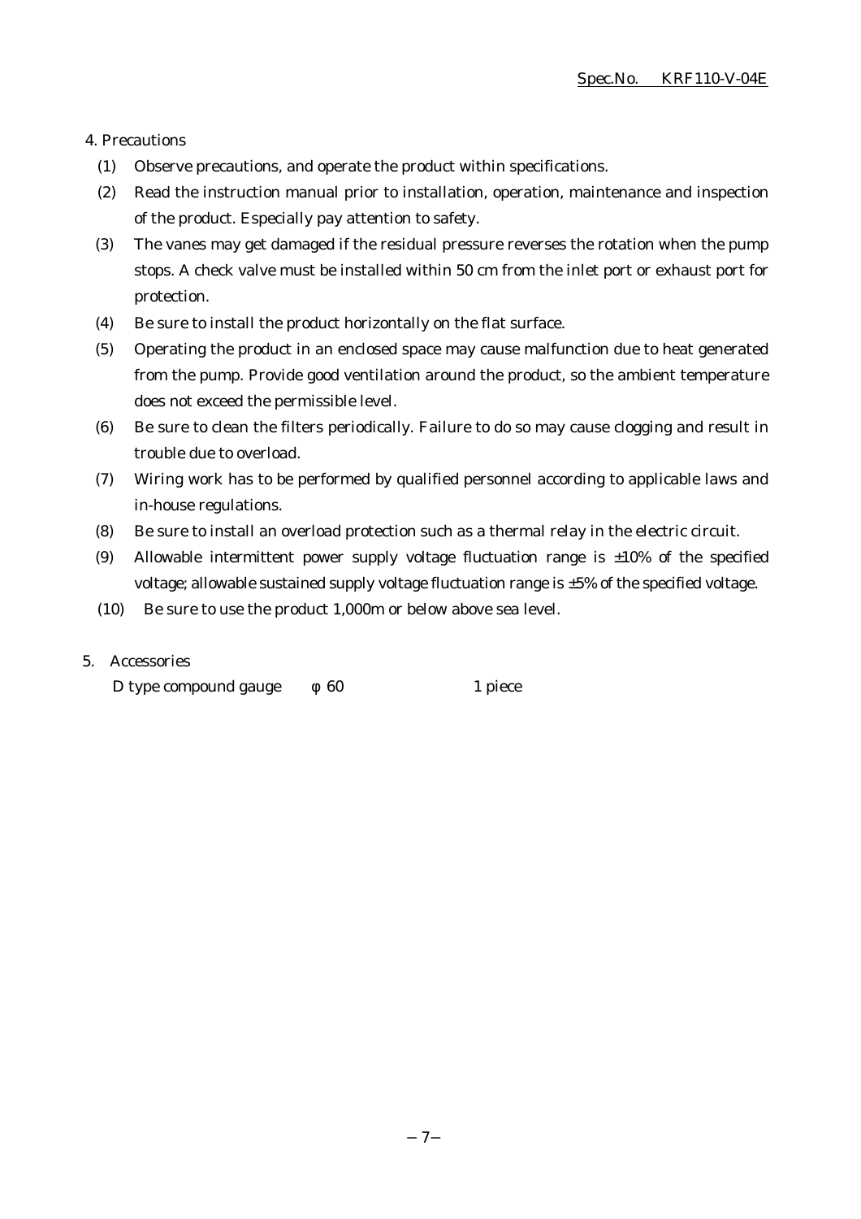4. Precautions

(1) Observe precautions, and operate the product within specifications.

(2) Read the instruction manual prior to installation, operation, maintenance and inspection of the product. Especially pay attention to safety.

(3) The vanes may get damaged if the residual pressure reverses the rotation when the pump stops. A check valve must be installed within 50 cm from the inlet port or exhaust port for protection.

(4) Be sure to install the product horizontally on the flat surface.

(5) Operating the product in an enclosed space may cause malfunction due to heat generated from the pump. Provide good ventilation around the product, so the ambient temperature does not exceed the permissible level.

(6) Be sure to clean the filters periodically. Failure to do so may cause clogging and result in trouble due to overload.

(7) Wiring work has to be performed by qualified personnel according to applicable laws and in-house regulations.

(8) Be sure to install an overload protection such as a thermal relay in the electric circuit.

(9) Allowable intermittent power supply voltage fluctuation range is ±10% of the specified voltage; allowable sustained supply voltage fluctuation range is ±5% of the specified voltage.

(10) Be sure to use the product 1,000m or below above sea level.

5. Accessories

D type compound gauge φ 60 1 piece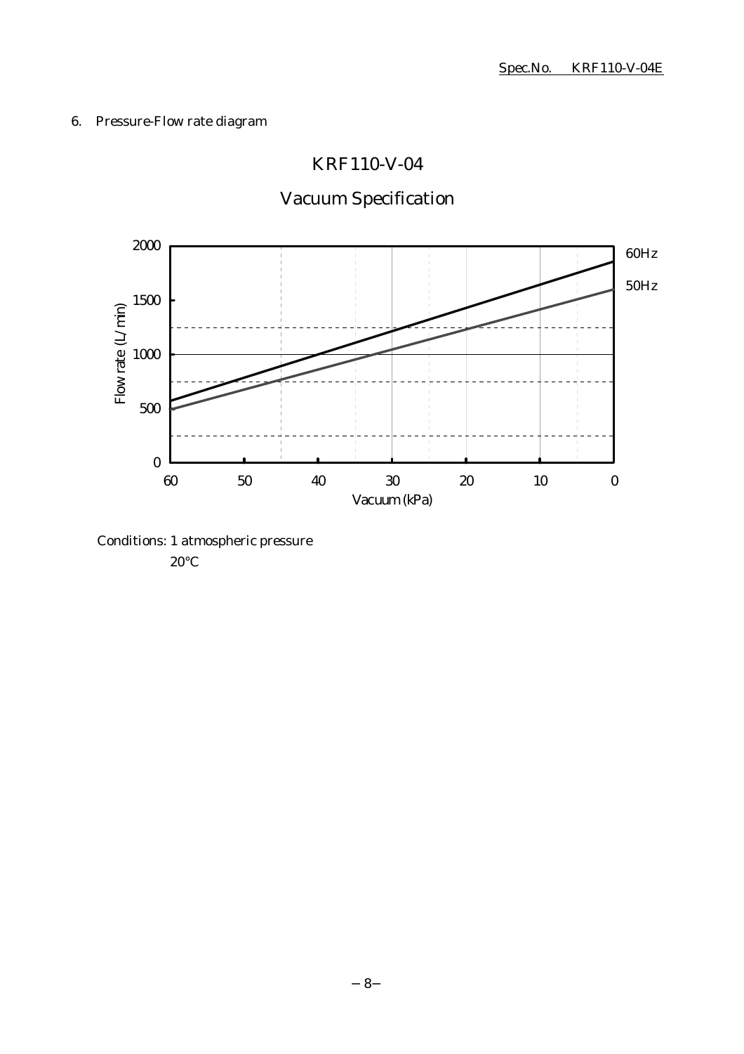## 6. Pressure-Flow rate diagram

KRF110-V-04

Vacuum Specification

Flow rate (L/min)

2000
1500
1000
500
0

60 50 40 30 20 10 0

Vacuum (kPa)

60Hz

50Hz

Conditions: 1 atmospheric pressure

20°C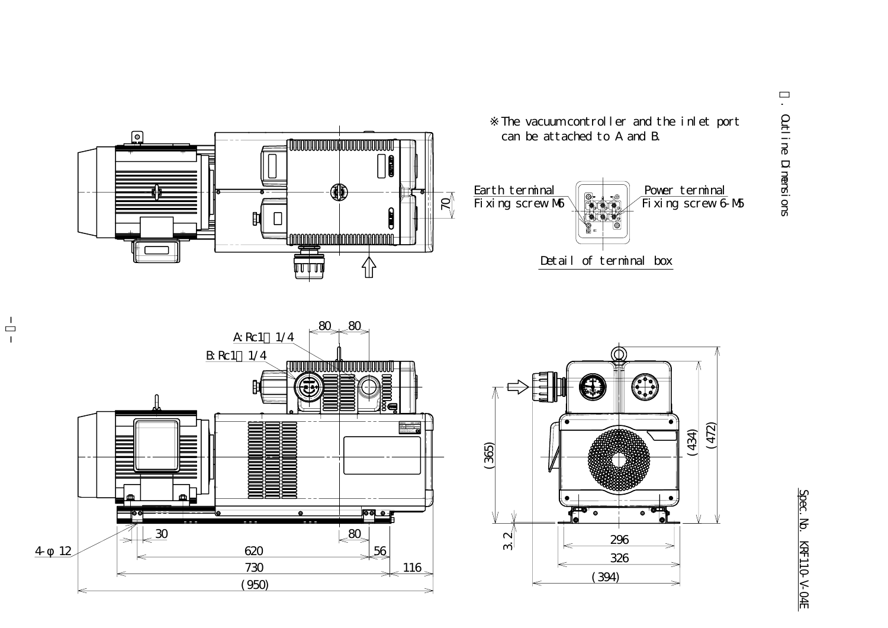## □. Outline Dimensions

※The vacuum controller and the inlet port can be attached to A and B.

Earth terminal
Fixing screw M6

Power terminal
Fixing screw 6-M5

Detail of terminal box

70

A:Rc1□1/4
B:Rc1□1/4

80
80

4-φ12
30
80
620
56
730
116
(950)

(365)
(434)
(472)
3.2
296
326
(394)

Spec. No. KRF110-V-04E